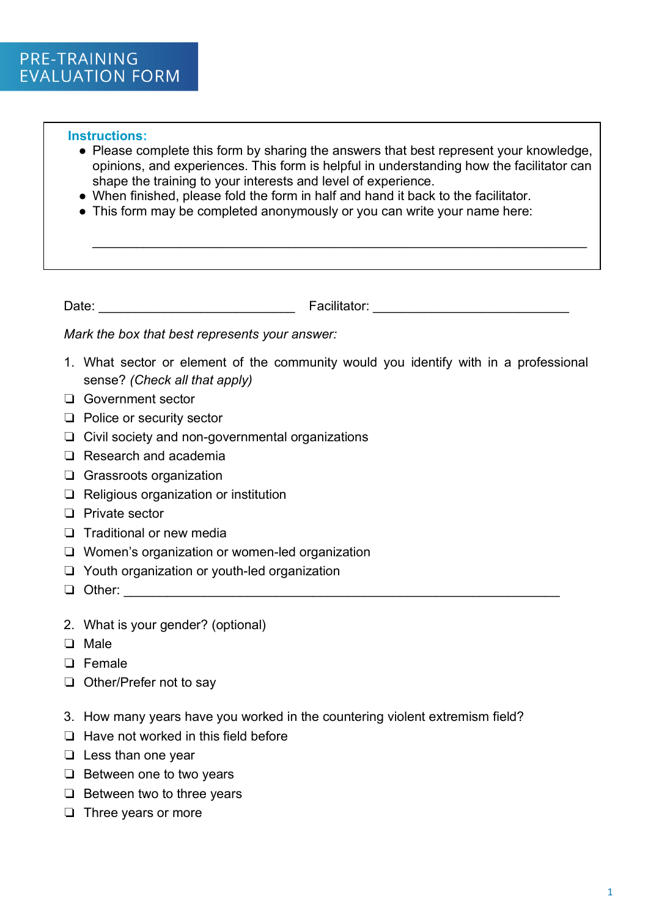# PRE-TRAINING EVALUATION FORM

**Instructions:**

- Please complete this form by sharing the answers that best represent your knowledge, opinions, and experiences. This form is helpful in understanding how the facilitator can shape the training to your interests and level of experience.
- When finished, please fold the form in half and hand it back to the facilitator.
- This form may be completed anonymously or you can write your name here:

  ___________________________________________________________________

Date: ___________________________ Facilitator: ___________________________

*Mark the box that best represents your answer:*

1. What sector or element of the community would you identify with in a professional sense? *(Check all that apply)*

- ❑ Government sector
- ❑ Police or security sector
- ❑ Civil society and non-governmental organizations
- ❑ Research and academia
- ❑ Grassroots organization
- ❑ Religious organization or institution
- ❑ Private sector
- ❑ Traditional or new media
- ❑ Women's organization or women-led organization
- ❑ Youth organization or youth-led organization
- ❑ Other: ____________________________________________________________

2. What is your gender? (optional)

- ❑ Male
- ❑ Female
- ❑ Other/Prefer not to say

3. How many years have you worked in the countering violent extremism field?

- ❑ Have not worked in this field before
- ❑ Less than one year
- ❑ Between one to two years
- ❑ Between two to three years
- ❑ Three years or more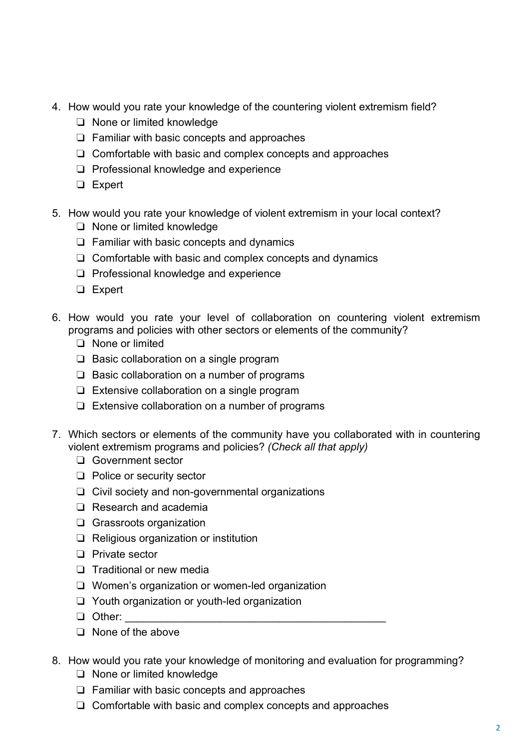4. How would you rate your knowledge of the countering violent extremism field?
   - ❑ None or limited knowledge
   - ❑ Familiar with basic concepts and approaches
   - ❑ Comfortable with basic and complex concepts and approaches
   - ❑ Professional knowledge and experience
   - ❑ Expert

5. How would you rate your knowledge of violent extremism in your local context?
   - ❑ None or limited knowledge
   - ❑ Familiar with basic concepts and dynamics
   - ❑ Comfortable with basic and complex concepts and dynamics
   - ❑ Professional knowledge and experience
   - ❑ Expert

6. How would you rate your level of collaboration on countering violent extremism programs and policies with other sectors or elements of the community?
   - ❑ None or limited
   - ❑ Basic collaboration on a single program
   - ❑ Basic collaboration on a number of programs
   - ❑ Extensive collaboration on a single program
   - ❑ Extensive collaboration on a number of programs

7. Which sectors or elements of the community have you collaborated with in countering violent extremism programs and policies? *(Check all that apply)*
   - ❑ Government sector
   - ❑ Police or security sector
   - ❑ Civil society and non-governmental organizations
   - ❑ Research and academia
   - ❑ Grassroots organization
   - ❑ Religious organization or institution
   - ❑ Private sector
   - ❑ Traditional or new media
   - ❑ Women's organization or women-led organization
   - ❑ Youth organization or youth-led organization
   - ❑ Other: ____________________________________________
   - ❑ None of the above

8. How would you rate your knowledge of monitoring and evaluation for programming?
   - ❑ None or limited knowledge
   - ❑ Familiar with basic concepts and approaches
   - ❑ Comfortable with basic and complex concepts and approaches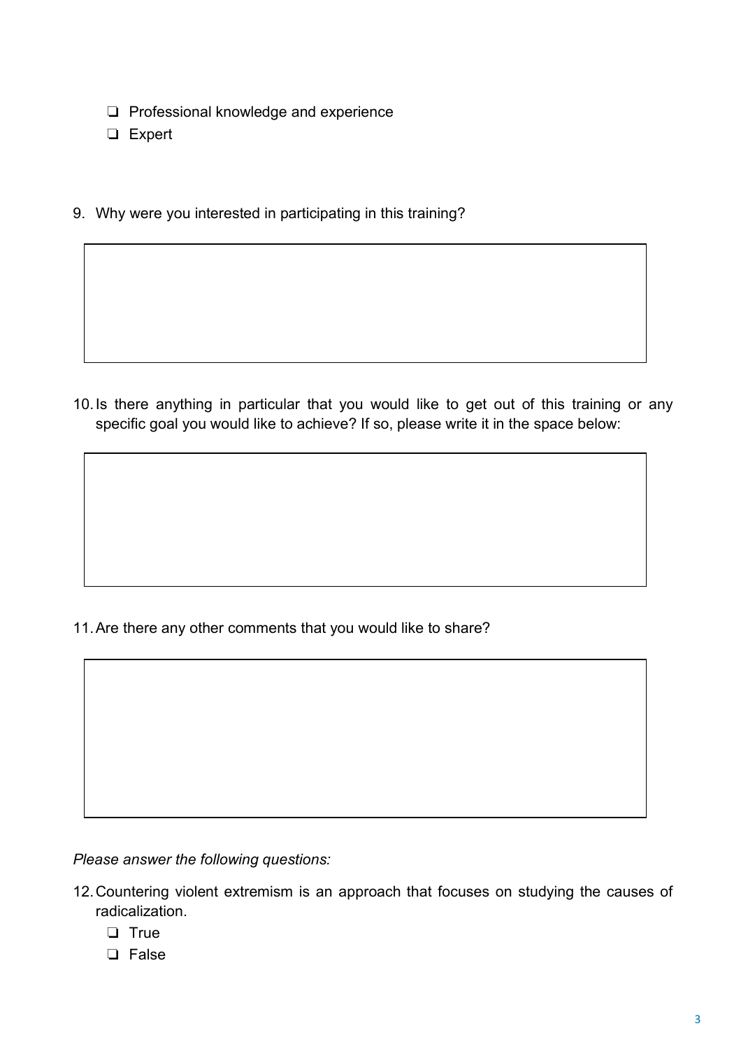- ❏ Professional knowledge and experience
- ❏ Expert

9. Why were you interested in participating in this training?

10. Is there anything in particular that you would like to get out of this training or any specific goal you would like to achieve? If so, please write it in the space below:

11. Are there any other comments that you would like to share?

*Please answer the following questions:*

12. Countering violent extremism is an approach that focuses on studying the causes of radicalization.
    - ❏ True
    - ❏ False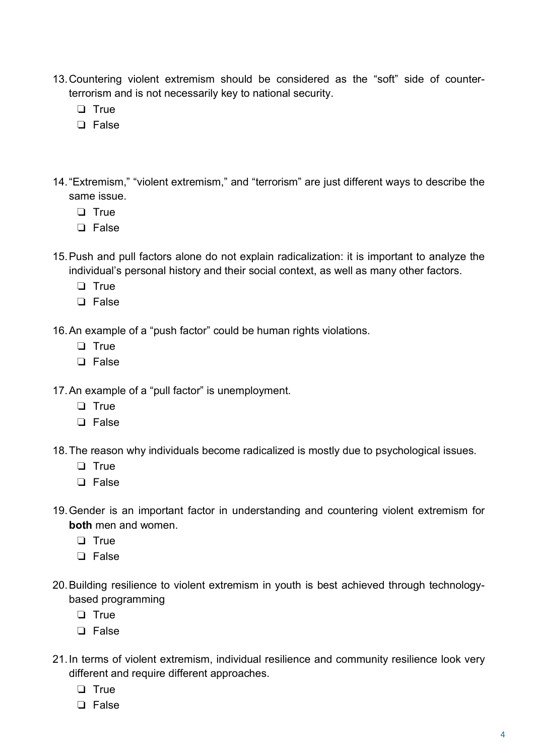13. Countering violent extremism should be considered as the “soft” side of counter-terrorism and is not necessarily key to national security.
    - ❏ True
    - ❏ False

14. “Extremism,” “violent extremism,” and “terrorism” are just different ways to describe the same issue.
    - ❏ True
    - ❏ False

15. Push and pull factors alone do not explain radicalization: it is important to analyze the individual’s personal history and their social context, as well as many other factors.
    - ❏ True
    - ❏ False

16. An example of a “push factor” could be human rights violations.
    - ❏ True
    - ❏ False

17. An example of a “pull factor” is unemployment.
    - ❏ True
    - ❏ False

18. The reason why individuals become radicalized is mostly due to psychological issues.
    - ❏ True
    - ❏ False

19. Gender is an important factor in understanding and countering violent extremism for **both** men and women.
    - ❏ True
    - ❏ False

20. Building resilience to violent extremism in youth is best achieved through technology-based programming
    - ❏ True
    - ❏ False

21. In terms of violent extremism, individual resilience and community resilience look very different and require different approaches.
    - ❏ True
    - ❏ False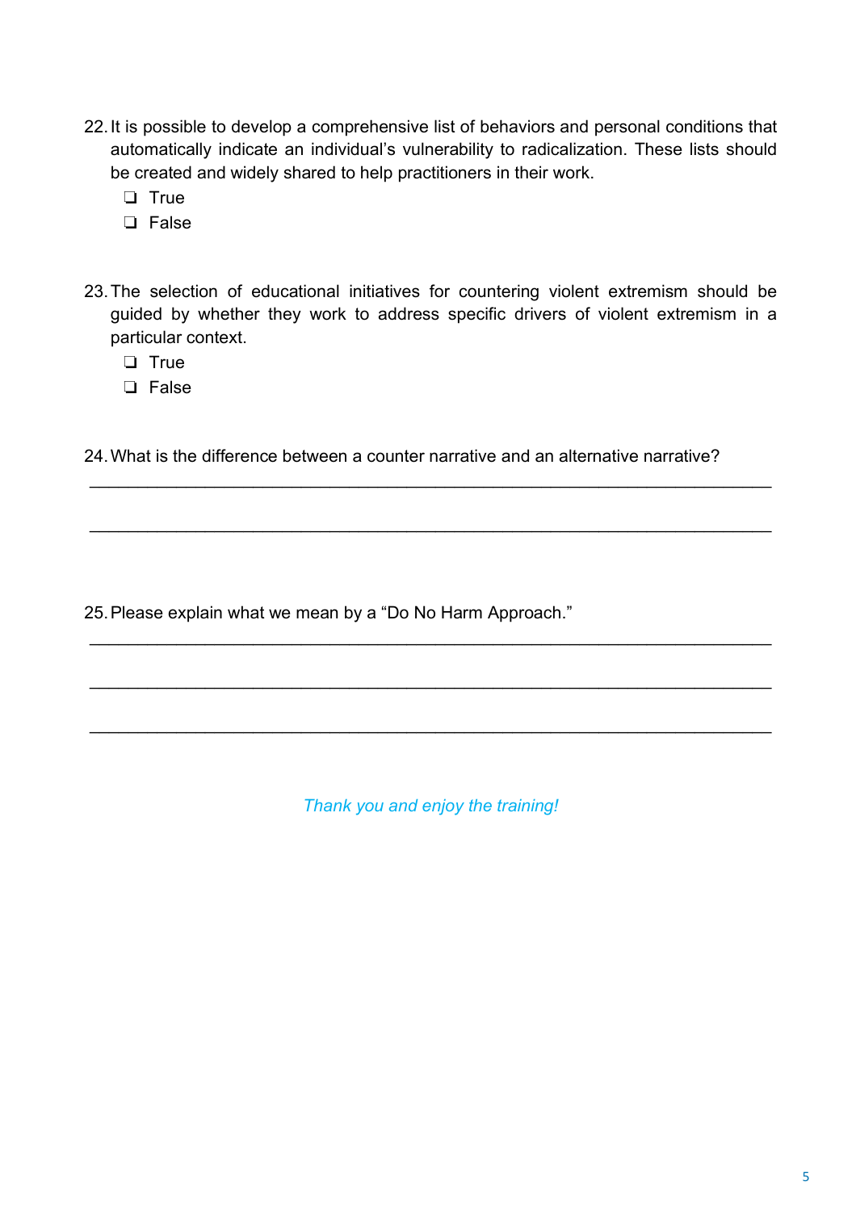22. It is possible to develop a comprehensive list of behaviors and personal conditions that automatically indicate an individual's vulnerability to radicalization. These lists should be created and widely shared to help practitioners in their work.
    - ❏ True
    - ❏ False

23. The selection of educational initiatives for countering violent extremism should be guided by whether they work to address specific drivers of violent extremism in a particular context.
    - ❏ True
    - ❏ False

24. What is the difference between a counter narrative and an alternative narrative?

______________________________________________________________________

______________________________________________________________________

25. Please explain what we mean by a "Do No Harm Approach."

______________________________________________________________________

______________________________________________________________________

______________________________________________________________________

*Thank you and enjoy the training!*